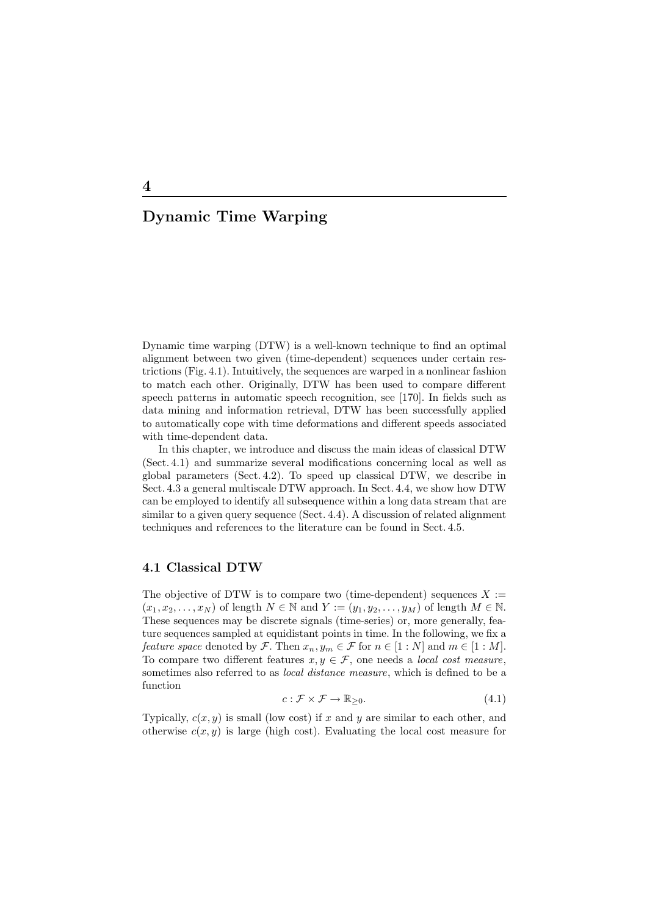# 4 Dynamic Time Warping

Dynamic time warping (DTW) is a well-known technique to find an optimal alignment between two given (time-dependent) sequences under certain restrictions (Fig. 4.1). Intuitively, the sequences are warped in a nonlinear fashion to match each other. Originally, DTW has been used to compare different speech patterns in automatic speech recognition, see [170]. In fields such as data mining and information retrieval, DTW has been successfully applied to automatically cope with time deformations and different speeds associated with time-dependent data.

In this chapter, we introduce and discuss the main ideas of classical DTW (Sect. 4.1) and summarize several modifications concerning local as well as global parameters (Sect. 4.2). To speed up classical DTW, we describe in Sect. 4.3 a general multiscale DTW approach. In Sect. 4.4, we show how DTW can be employed to identify all subsequence within a long data stream that are similar to a given query sequence (Sect. 4.4). A discussion of related alignment techniques and references to the literature can be found in Sect. 4.5.

## 4.1 Classical DTW

The objective of DTW is to compare two (time-dependent) sequences $X := (x_1, x_2, \ldots, x_N)$ of length $N \in \mathbb{N}$ and $Y := (y_1, y_2, \ldots, y_M)$ of length $M \in \mathbb{N}$. These sequences may be discrete signals (time-series) or, more generally, feature sequences sampled at equidistant points in time. In the following, we fix a *feature space* denoted by $\mathcal{F}$. Then $x_n, y_m \in \mathcal{F}$ for $n \in [1 : N]$ and $m \in [1 : M]$. To compare two different features $x, y \in \mathcal{F}$, one needs a *local cost measure*, sometimes also referred to as *local distance measure*, which is defined to be a function

$$c : \mathcal{F} \times \mathcal{F} \to \mathbb{R}_{\geq 0}. \tag{4.1}$$

Typically, $c(x, y)$ is small (low cost) if $x$ and $y$ are similar to each other, and otherwise $c(x, y)$ is large (high cost). Evaluating the local cost measure for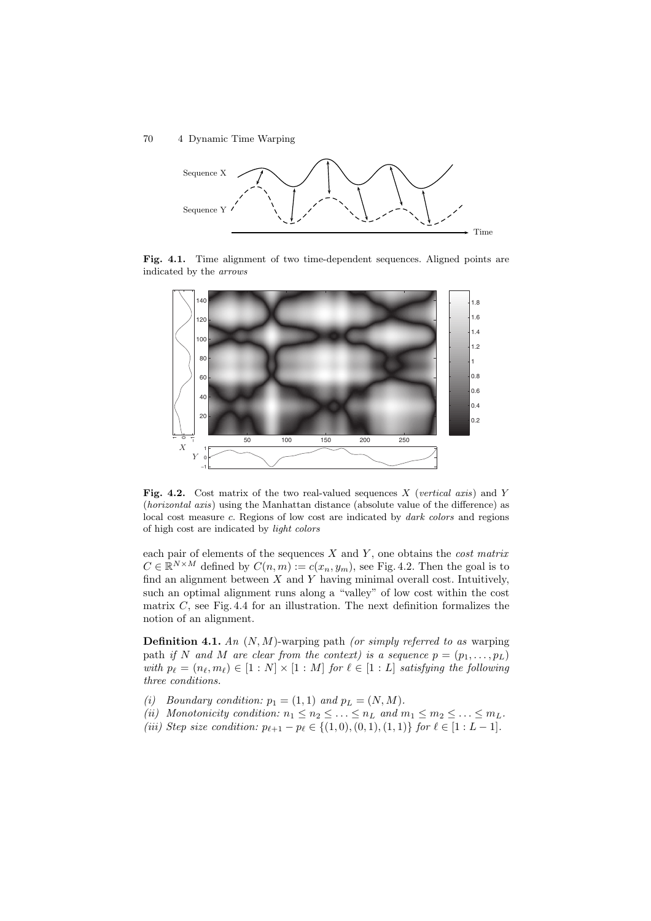**Fig. 4.1.** Time alignment of two time-dependent sequences. Aligned points are indicated by the *arrows*

**Fig. 4.2.** Cost matrix of the two real-valued sequences $X$ (*vertical axis*) and $Y$ (*horizontal axis*) using the Manhattan distance (absolute value of the difference) as local cost measure $c$. Regions of low cost are indicated by *dark colors* and regions of high cost are indicated by *light colors*

each pair of elements of the sequences $X$ and $Y$, one obtains the *cost matrix* $C \in \mathbb{R}^{N \times M}$ defined by $C(n,m) := c(x_n, y_m)$, see Fig. 4.2. Then the goal is to find an alignment between $X$ and $Y$ having minimal overall cost. Intuitively, such an optimal alignment runs along a "valley" of low cost within the cost matrix $C$, see Fig. 4.4 for an illustration. The next definition formalizes the notion of an alignment.

**Definition 4.1.** *An* $(N, M)$*-warping path (or simply referred to as* warping path *if* $N$ *and* $M$ *are clear from the context) is a sequence* $p = (p_1, \ldots, p_L)$ *with* $p_\ell = (n_\ell, m_\ell) \in [1 : N] \times [1 : M]$ *for* $\ell \in [1 : L]$ *satisfying the following three conditions.*

*(i) Boundary condition:* $p_1 = (1, 1)$ *and* $p_L = (N, M)$.
*(ii) Monotonicity condition:* $n_1 \leq n_2 \leq \ldots \leq n_L$ *and* $m_1 \leq m_2 \leq \ldots \leq m_L$.
*(iii) Step size condition:* $p_{\ell+1} - p_\ell \in \{(1, 0), (0, 1), (1, 1)\}$ *for* $\ell \in [1 : L - 1]$.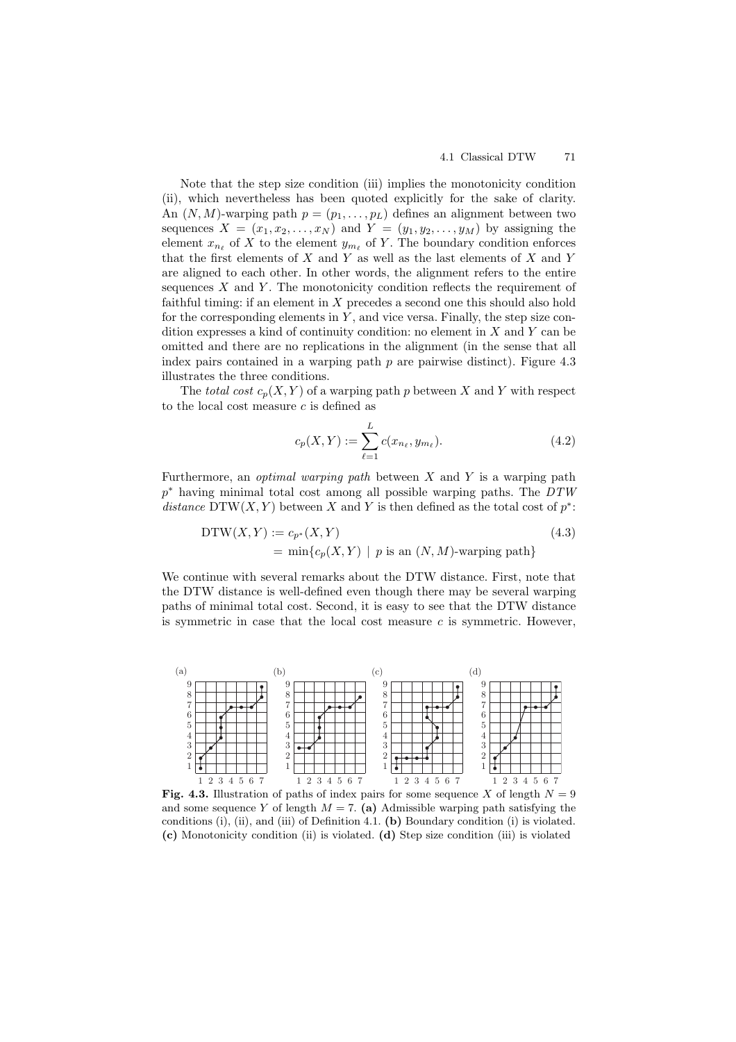Note that the step size condition (iii) implies the monotonicity condition (ii), which nevertheless has been quoted explicitly for the sake of clarity. An $(N, M)$-warping path $p = (p_1, \ldots, p_L)$ defines an alignment between two sequences $X = (x_1, x_2, \ldots, x_N)$ and $Y = (y_1, y_2, \ldots, y_M)$ by assigning the element $x_{n_\ell}$ of $X$ to the element $y_{m_\ell}$ of $Y$. The boundary condition enforces that the first elements of $X$ and $Y$ as well as the last elements of $X$ and $Y$ are aligned to each other. In other words, the alignment refers to the entire sequences $X$ and $Y$. The monotonicity condition reflects the requirement of faithful timing: if an element in $X$ precedes a second one this should also hold for the corresponding elements in $Y$, and vice versa. Finally, the step size condition expresses a kind of continuity condition: no element in $X$ and $Y$ can be omitted and there are no replications in the alignment (in the sense that all index pairs contained in a warping path $p$ are pairwise distinct). Figure 4.3 illustrates the three conditions.

The *total cost* $c_p(X, Y)$ of a warping path $p$ between $X$ and $Y$ with respect to the local cost measure $c$ is defined as

$$c_p(X, Y) := \sum_{\ell=1}^{L} c(x_{n_\ell}, y_{m_\ell}). \tag{4.2}$$

Furthermore, an *optimal warping path* between $X$ and $Y$ is a warping path $p^*$ having minimal total cost among all possible warping paths. The *DTW distance* $\mathrm{DTW}(X, Y)$ between $X$ and $Y$ is then defined as the total cost of $p^*$:

$$\begin{aligned} \mathrm{DTW}(X, Y) &:= c_{p^*}(X, Y) \\ &= \min\{c_p(X, Y) \mid p \text{ is an } (N, M)\text{-warping path}\} \end{aligned} \tag{4.3}$$

We continue with several remarks about the DTW distance. First, note that the DTW distance is well-defined even though there may be several warping paths of minimal total cost. Second, it is easy to see that the DTW distance is symmetric in case that the local cost measure $c$ is symmetric. However,

**Fig. 4.3.** Illustration of paths of index pairs for some sequence $X$ of length $N = 9$ and some sequence $Y$ of length $M = 7$. **(a)** Admissible warping path satisfying the conditions (i), (ii), and (iii) of Definition 4.1. **(b)** Boundary condition (i) is violated. **(c)** Monotonicity condition (ii) is violated. **(d)** Step size condition (iii) is violated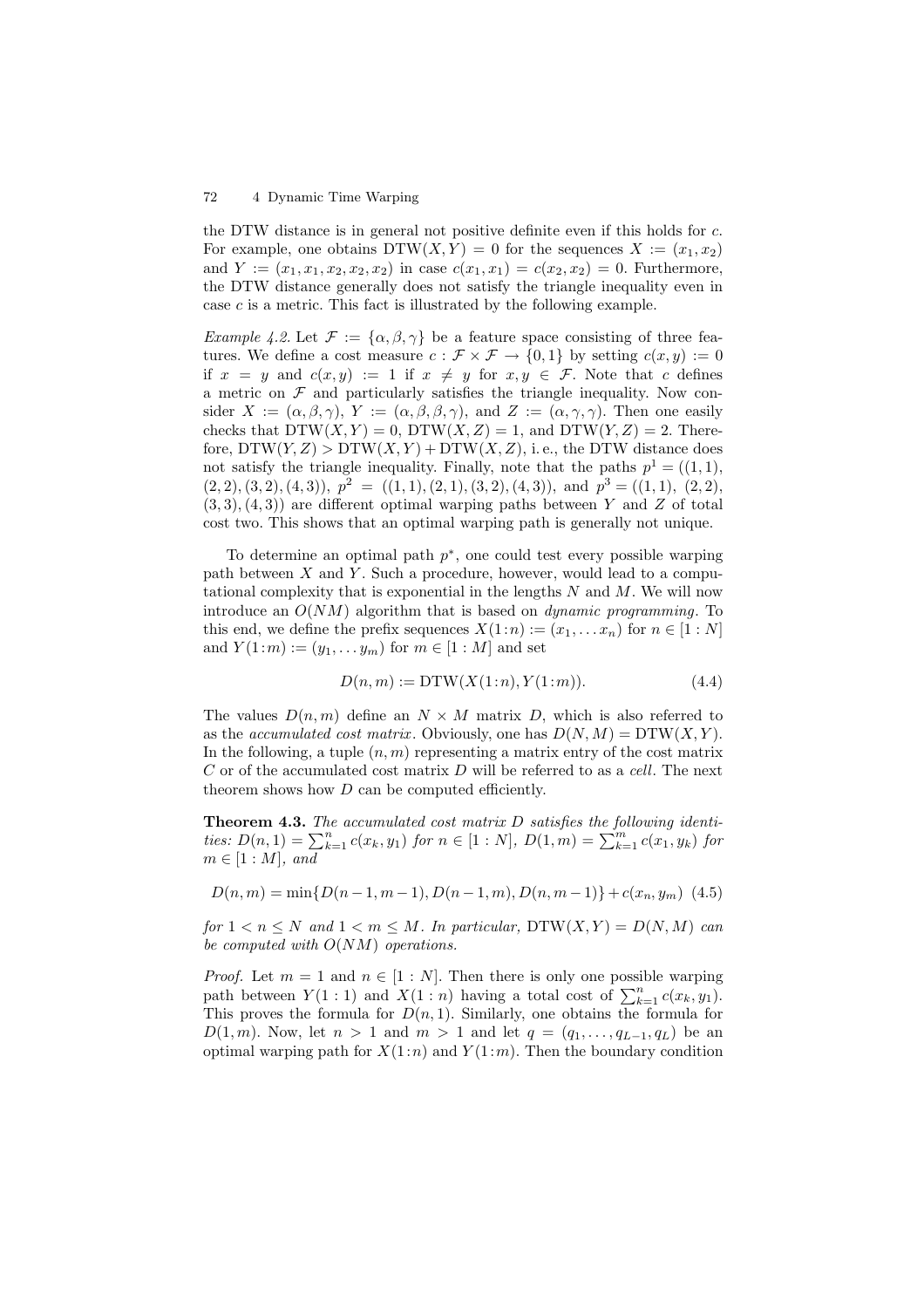the DTW distance is in general not positive definite even if this holds for $c$. For example, one obtains $\mathrm{DTW}(X,Y)=0$ for the sequences $X:=(x_1,x_2)$ and $Y:=(x_1,x_1,x_2,x_2,x_2)$ in case $c(x_1,x_1)=c(x_2,x_2)=0$. Furthermore, the DTW distance generally does not satisfy the triangle inequality even in case $c$ is a metric. This fact is illustrated by the following example.

*Example 4.2.* Let $\mathcal{F}:=\{\alpha,\beta,\gamma\}$ be a feature space consisting of three features. We define a cost measure $c:\mathcal{F}\times\mathcal{F}\to\{0,1\}$ by setting $c(x,y):=0$ if $x=y$ and $c(x,y):=1$ if $x\neq y$ for $x,y\in\mathcal{F}$. Note that $c$ defines a metric on $\mathcal{F}$ and particularly satisfies the triangle inequality. Now consider $X:=(\alpha,\beta,\gamma)$, $Y:=(\alpha,\beta,\beta,\gamma)$, and $Z:=(\alpha,\gamma,\gamma)$. Then one easily checks that $\mathrm{DTW}(X,Y)=0$, $\mathrm{DTW}(X,Z)=1$, and $\mathrm{DTW}(Y,Z)=2$. Therefore, $\mathrm{DTW}(Y,Z)>\mathrm{DTW}(X,Y)+\mathrm{DTW}(X,Z)$, i. e., the DTW distance does not satisfy the triangle inequality. Finally, note that the paths $p^1=((1,1),(2,2),(3,2),(4,3))$, $p^2=((1,1),(2,1),(3,2),(4,3))$, and $p^3=((1,1),(2,2),(3,3),(4,3))$ are different optimal warping paths between $Y$ and $Z$ of total cost two. This shows that an optimal warping path is generally not unique.

To determine an optimal path $p^*$, one could test every possible warping path between $X$ and $Y$. Such a procedure, however, would lead to a computational complexity that is exponential in the lengths $N$ and $M$. We will now introduce an $O(NM)$ algorithm that is based on *dynamic programming*. To this end, we define the prefix sequences $X(1\!:\!n):=(x_1,\ldots x_n)$ for $n\in[1:N]$ and $Y(1\!:\!m):=(y_1,\ldots y_m)$ for $m\in[1:M]$ and set

$$D(n,m):=\mathrm{DTW}(X(1\!:\!n),Y(1\!:\!m)). \tag{4.4}$$

The values $D(n,m)$ define an $N\times M$ matrix $D$, which is also referred to as the *accumulated cost matrix*. Obviously, one has $D(N,M)=\mathrm{DTW}(X,Y)$. In the following, a tuple $(n,m)$ representing a matrix entry of the cost matrix $C$ or of the accumulated cost matrix $D$ will be referred to as a *cell*. The next theorem shows how $D$ can be computed efficiently.

**Theorem 4.3.** *The accumulated cost matrix $D$ satisfies the following identities: $D(n,1)=\sum_{k=1}^{n}c(x_k,y_1)$ for $n\in[1:N]$, $D(1,m)=\sum_{k=1}^{m}c(x_1,y_k)$ for $m\in[1:M]$, and*

$$D(n,m)=\min\{D(n-1,m-1),D(n-1,m),D(n,m-1)\}+c(x_n,y_m) \tag{4.5}$$

*for $1<n\leq N$ and $1<m\leq M$. In particular, $\mathrm{DTW}(X,Y)=D(N,M)$ can be computed with $O(NM)$ operations.*

*Proof.* Let $m=1$ and $n\in[1:N]$. Then there is only one possible warping path between $Y(1:1)$ and $X(1:n)$ having a total cost of $\sum_{k=1}^{n}c(x_k,y_1)$. This proves the formula for $D(n,1)$. Similarly, one obtains the formula for $D(1,m)$. Now, let $n>1$ and $m>1$ and let $q=(q_1,\ldots,q_{L-1},q_L)$ be an optimal warping path for $X(1\!:\!n)$ and $Y(1\!:\!m)$. Then the boundary condition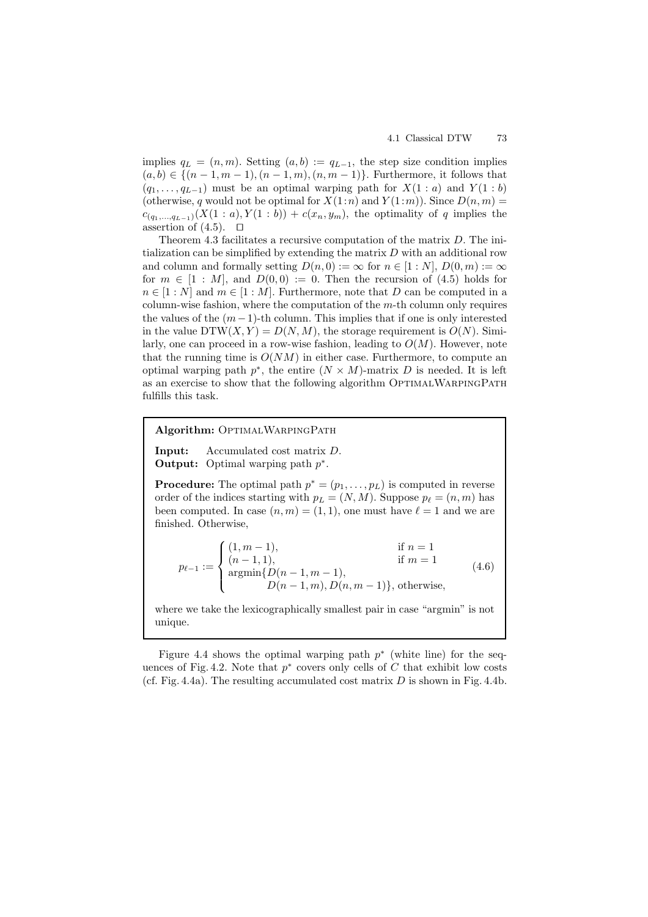implies $q_L = (n, m)$. Setting $(a, b) := q_{L-1}$, the step size condition implies $(a, b) \in \{(n-1, m-1), (n-1, m), (n, m-1)\}$. Furthermore, it follows that $(q_1, \ldots, q_{L-1})$ must be an optimal warping path for $X(1:a)$ and $Y(1:b)$ (otherwise, $q$ would not be optimal for $X(1:n)$ and $Y(1:m)$). Since $D(n, m) = c_{(q_1,\ldots,q_{L-1})}(X(1:a), Y(1:b)) + c(x_n, y_m)$, the optimality of $q$ implies the assertion of (4.5). □

Theorem 4.3 facilitates a recursive computation of the matrix $D$. The initialization can be simplified by extending the matrix $D$ with an additional row and column and formally setting $D(n, 0) := \infty$ for $n \in [1:N]$, $D(0, m) := \infty$ for $m \in [1:M]$, and $D(0, 0) := 0$. Then the recursion of (4.5) holds for $n \in [1:N]$ and $m \in [1:M]$. Furthermore, note that $D$ can be computed in a column-wise fashion, where the computation of the $m$-th column only requires the values of the $(m-1)$-th column. This implies that if one is only interested in the value $\mathrm{DTW}(X, Y) = D(N, M)$, the storage requirement is $O(N)$. Similarly, one can proceed in a row-wise fashion, leading to $O(M)$. However, note that the running time is $O(NM)$ in either case. Furthermore, to compute an optimal warping path $p^*$, the entire $(N \times M)$-matrix $D$ is needed. It is left as an exercise to show that the following algorithm OptimalWarpingPath fulfills this task.

**Algorithm:** OptimalWarpingPath

**Input:** Accumulated cost matrix $D$.
**Output:** Optimal warping path $p^*$.

**Procedure:** The optimal path $p^* = (p_1, \ldots, p_L)$ is computed in reverse order of the indices starting with $p_L = (N, M)$. Suppose $p_\ell = (n, m)$ has been computed. In case $(n, m) = (1, 1)$, one must have $\ell = 1$ and we are finished. Otherwise,

$$p_{\ell-1} := \begin{cases} (1, m-1), & \text{if } n = 1 \\ (n-1, 1), & \text{if } m = 1 \\ \operatorname{argmin}\{D(n-1, m-1), \\ \qquad D(n-1, m), D(n, m-1)\}, & \text{otherwise,} \end{cases} \tag{4.6}$$

where we take the lexicographically smallest pair in case "argmin" is not unique.

Figure 4.4 shows the optimal warping path $p^*$ (white line) for the sequences of Fig. 4.2. Note that $p^*$ covers only cells of $C$ that exhibit low costs (cf. Fig. 4.4a). The resulting accumulated cost matrix $D$ is shown in Fig. 4.4b.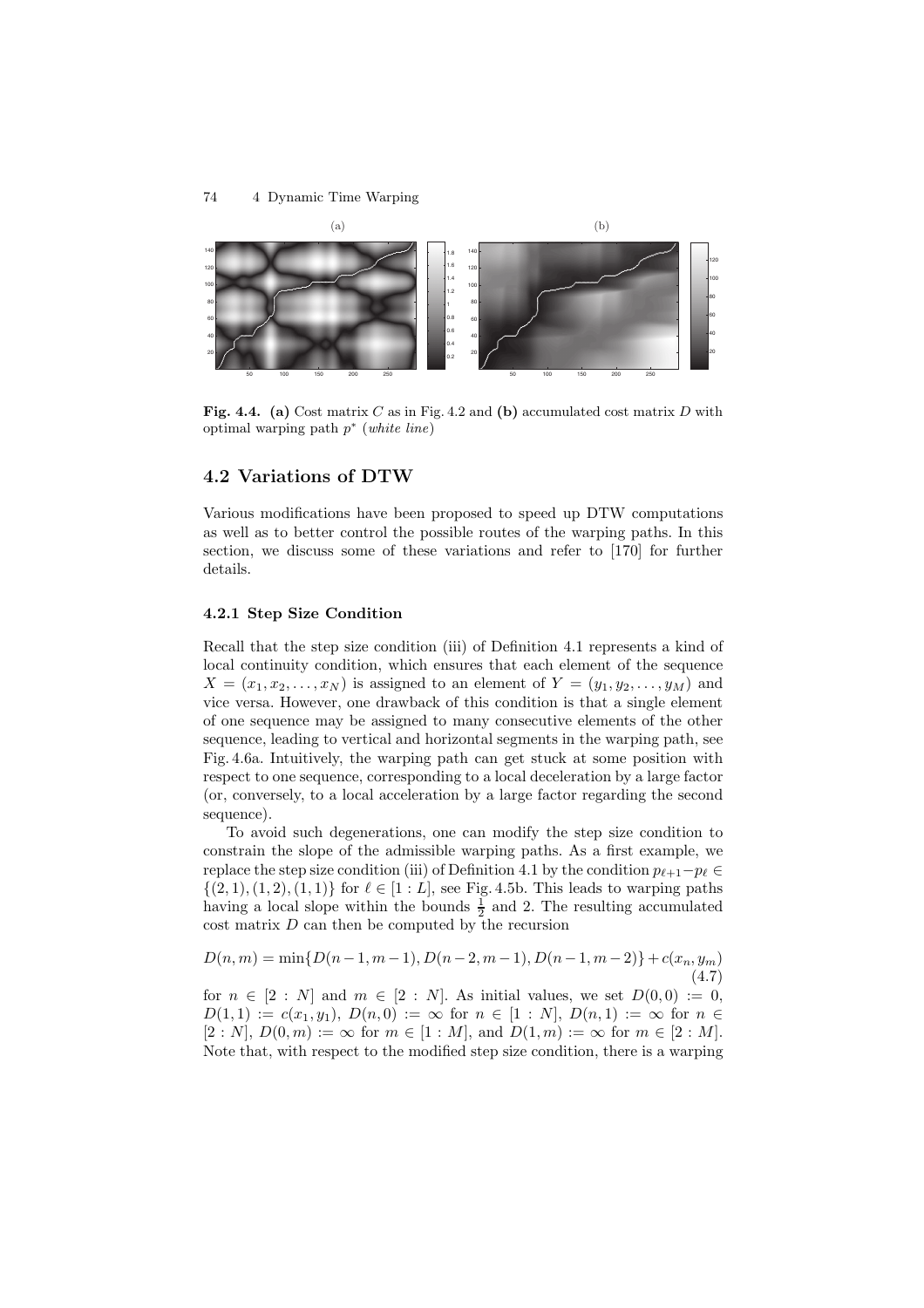**Fig. 4.4. (a)** Cost matrix $C$ as in Fig. 4.2 and **(b)** accumulated cost matrix $D$ with optimal warping path $p^*$ (*white line*)

## 4.2 Variations of DTW

Various modifications have been proposed to speed up DTW computations as well as to better control the possible routes of the warping paths. In this section, we discuss some of these variations and refer to [170] for further details.

### 4.2.1 Step Size Condition

Recall that the step size condition (iii) of Definition 4.1 represents a kind of local continuity condition, which ensures that each element of the sequence $X = (x_1, x_2, \ldots, x_N)$ is assigned to an element of $Y = (y_1, y_2, \ldots, y_M)$ and vice versa. However, one drawback of this condition is that a single element of one sequence may be assigned to many consecutive elements of the other sequence, leading to vertical and horizontal segments in the warping path, see Fig. 4.6a. Intuitively, the warping path can get stuck at some position with respect to one sequence, corresponding to a local deceleration by a large factor (or, conversely, to a local acceleration by a large factor regarding the second sequence).

To avoid such degenerations, one can modify the step size condition to constrain the slope of the admissible warping paths. As a first example, we replace the step size condition (iii) of Definition 4.1 by the condition $p_{\ell+1} - p_\ell \in \{(2,1), (1,2), (1,1)\}$ for $\ell \in [1:L]$, see Fig. 4.5b. This leads to warping paths having a local slope within the bounds $\frac{1}{2}$ and 2. The resulting accumulated cost matrix $D$ can then be computed by the recursion

$$D(n,m) = \min\{D(n-1,m-1), D(n-2,m-1), D(n-1,m-2)\} + c(x_n, y_m) \tag{4.7}$$

for $n \in [2:N]$ and $m \in [2:N]$. As initial values, we set $D(0,0) := 0$, $D(1,1) := c(x_1, y_1)$, $D(n,0) := \infty$ for $n \in [1:N]$, $D(n,1) := \infty$ for $n \in [2:N]$, $D(0,m) := \infty$ for $m \in [1:M]$, and $D(1,m) := \infty$ for $m \in [2:M]$. Note that, with respect to the modified step size condition, there is a warping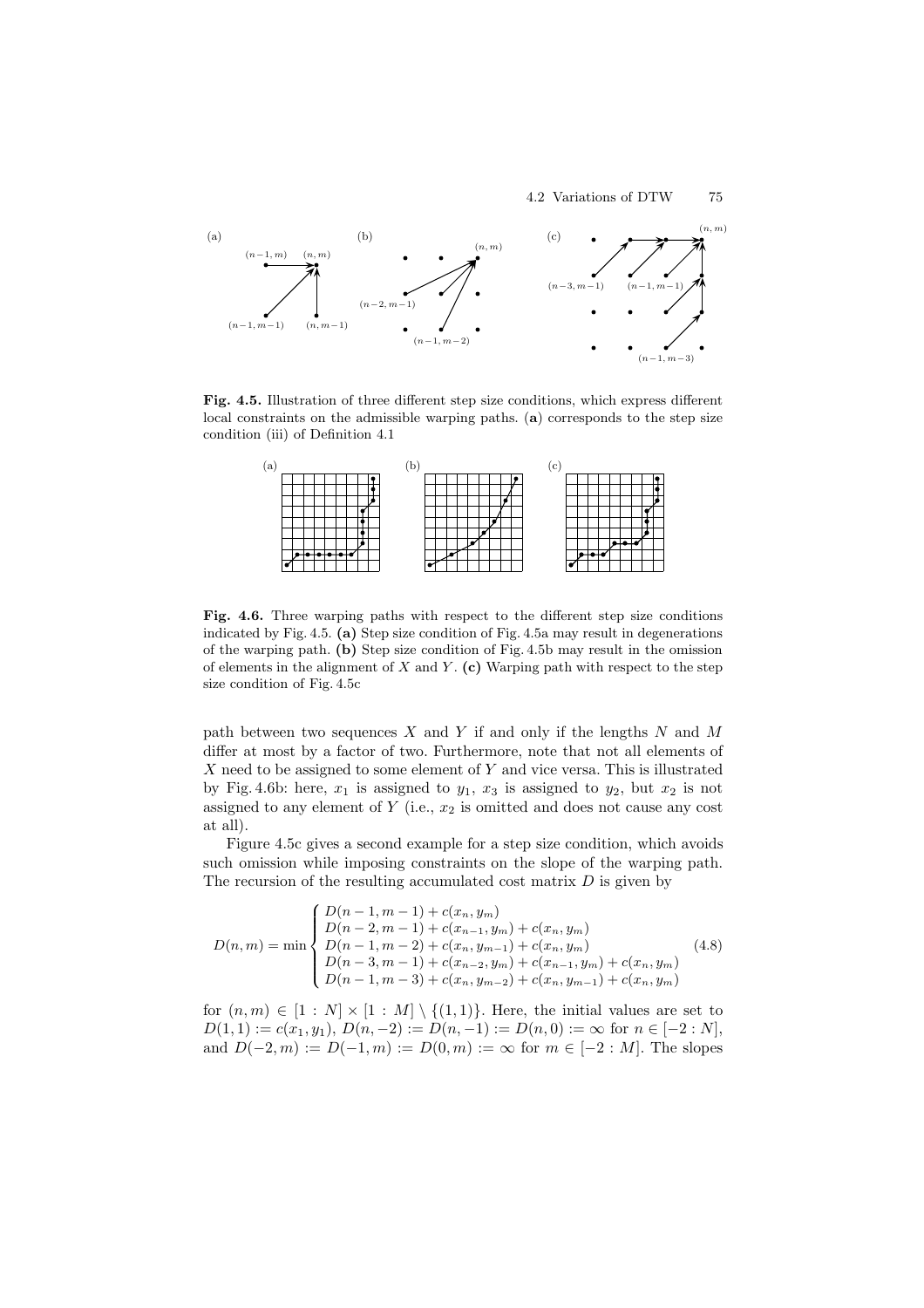**Fig. 4.5.** Illustration of three different step size conditions, which express different local constraints on the admissible warping paths. (**a**) corresponds to the step size condition (iii) of Definition 4.1

**Fig. 4.6.** Three warping paths with respect to the different step size conditions indicated by Fig. 4.5. **(a)** Step size condition of Fig. 4.5a may result in degenerations of the warping path. **(b)** Step size condition of Fig. 4.5b may result in the omission of elements in the alignment of $X$ and $Y$. **(c)** Warping path with respect to the step size condition of Fig. 4.5c

path between two sequences $X$ and $Y$ if and only if the lengths $N$ and $M$ differ at most by a factor of two. Furthermore, note that not all elements of $X$ need to be assigned to some element of $Y$ and vice versa. This is illustrated by Fig. 4.6b: here, $x_1$ is assigned to $y_1$, $x_3$ is assigned to $y_2$, but $x_2$ is not assigned to any element of $Y$ (i.e., $x_2$ is omitted and does not cause any cost at all).

Figure 4.5c gives a second example for a step size condition, which avoids such omission while imposing constraints on the slope of the warping path. The recursion of the resulting accumulated cost matrix $D$ is given by

$$D(n,m) = \min \begin{cases} D(n-1,m-1) + c(x_n,y_m) \\ D(n-2,m-1) + c(x_{n-1},y_m) + c(x_n,y_m) \\ D(n-1,m-2) + c(x_n,y_{m-1}) + c(x_n,y_m) \\ D(n-3,m-1) + c(x_{n-2},y_m) + c(x_{n-1},y_m) + c(x_n,y_m) \\ D(n-1,m-3) + c(x_n,y_{m-2}) + c(x_n,y_{m-1}) + c(x_n,y_m) \end{cases} \tag{4.8}$$

for $(n,m) \in [1:N] \times [1:M] \setminus \{(1,1)\}$. Here, the initial values are set to $D(1,1) := c(x_1,y_1)$, $D(n,-2) := D(n,-1) := D(n,0) := \infty$ for $n \in [-2:N]$, and $D(-2,m) := D(-1,m) := D(0,m) := \infty$ for $m \in [-2:M]$. The slopes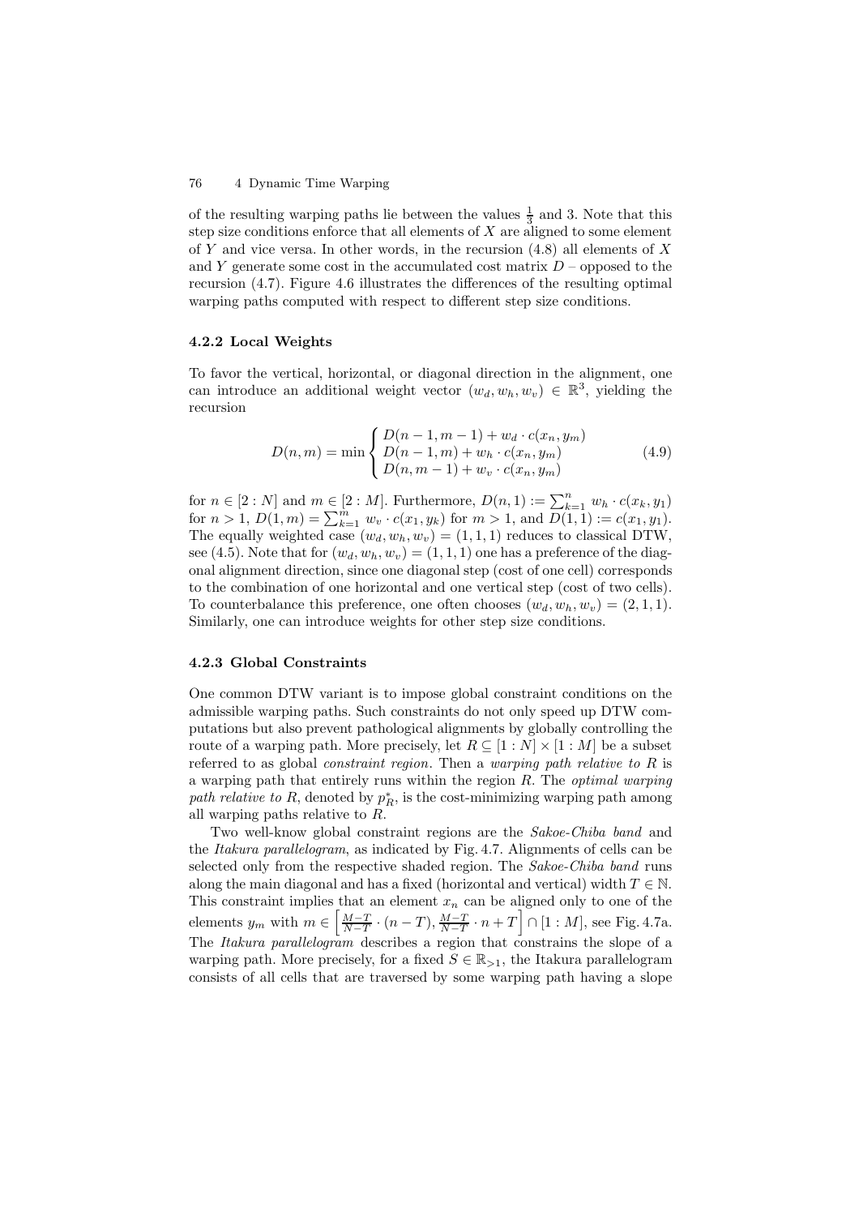of the resulting warping paths lie between the values $\frac{1}{3}$ and 3. Note that this step size conditions enforce that all elements of $X$ are aligned to some element of $Y$ and vice versa. In other words, in the recursion (4.8) all elements of $X$ and $Y$ generate some cost in the accumulated cost matrix $D$ – opposed to the recursion (4.7). Figure 4.6 illustrates the differences of the resulting optimal warping paths computed with respect to different step size conditions.

### 4.2.2 Local Weights

To favor the vertical, horizontal, or diagonal direction in the alignment, one can introduce an additional weight vector $(w_d, w_h, w_v) \in \mathbb{R}^3$, yielding the recursion

$$D(n,m) = \min \begin{cases} D(n-1, m-1) + w_d \cdot c(x_n, y_m) \\ D(n-1, m) + w_h \cdot c(x_n, y_m) \\ D(n, m-1) + w_v \cdot c(x_n, y_m) \end{cases} \tag{4.9}$$

for $n \in [2:N]$ and $m \in [2:M]$. Furthermore, $D(n,1) := \sum_{k=1}^{n} w_h \cdot c(x_k, y_1)$ for $n > 1$, $D(1,m) = \sum_{k=1}^{m} w_v \cdot c(x_1, y_k)$ for $m > 1$, and $D(1,1) := c(x_1, y_1)$. The equally weighted case $(w_d, w_h, w_v) = (1,1,1)$ reduces to classical DTW, see (4.5). Note that for $(w_d, w_h, w_v) = (1,1,1)$ one has a preference of the diagonal alignment direction, since one diagonal step (cost of one cell) corresponds to the combination of one horizontal and one vertical step (cost of two cells). To counterbalance this preference, one often chooses $(w_d, w_h, w_v) = (2,1,1)$. Similarly, one can introduce weights for other step size conditions.

### 4.2.3 Global Constraints

One common DTW variant is to impose global constraint conditions on the admissible warping paths. Such constraints do not only speed up DTW computations but also prevent pathological alignments by globally controlling the route of a warping path. More precisely, let $R \subseteq [1:N] \times [1:M]$ be a subset referred to as global *constraint region*. Then a *warping path relative to* $R$ is a warping path that entirely runs within the region $R$. The *optimal warping path relative to* $R$, denoted by $p_R^*$, is the cost-minimizing warping path among all warping paths relative to $R$.

Two well-know global constraint regions are the *Sakoe-Chiba band* and the *Itakura parallelogram*, as indicated by Fig. 4.7. Alignments of cells can be selected only from the respective shaded region. The *Sakoe-Chiba band* runs along the main diagonal and has a fixed (horizontal and vertical) width $T \in \mathbb{N}$. This constraint implies that an element $x_n$ can be aligned only to one of the elements $y_m$ with $m \in \left[\frac{M-T}{N-T} \cdot (n-T), \frac{M-T}{N-T} \cdot n + T\right] \cap [1:M]$, see Fig. 4.7a. The *Itakura parallelogram* describes a region that constrains the slope of a warping path. More precisely, for a fixed $S \in \mathbb{R}_{>1}$, the Itakura parallelogram consists of all cells that are traversed by some warping path having a slope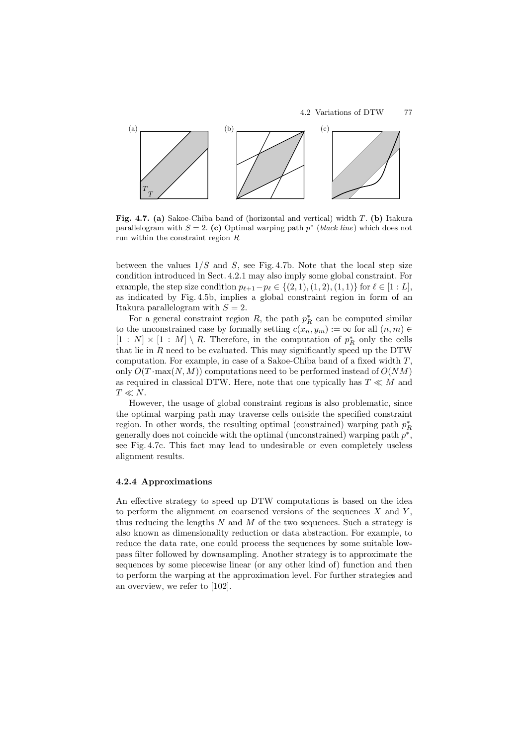**Fig. 4.7.** **(a)** Sakoe-Chiba band of (horizontal and vertical) width $T$. **(b)** Itakura parallelogram with $S = 2$. **(c)** Optimal warping path $p^*$ (*black line*) which does not run within the constraint region $R$

between the values $1/S$ and $S$, see Fig. 4.7b. Note that the local step size condition introduced in Sect. 4.2.1 may also imply some global constraint. For example, the step size condition $p_{\ell+1} - p_\ell \in \{(2,1),(1,2),(1,1)\}$ for $\ell \in [1 : L]$, as indicated by Fig. 4.5b, implies a global constraint region in form of an Itakura parallelogram with $S = 2$.

For a general constraint region $R$, the path $p_R^*$ can be computed similar to the unconstrained case by formally setting $c(x_n, y_m) := \infty$ for all $(n, m) \in [1 : N] \times [1 : M] \setminus R$. Therefore, in the computation of $p_R^*$ only the cells that lie in $R$ need to be evaluated. This may significantly speed up the DTW computation. For example, in case of a Sakoe-Chiba band of a fixed width $T$, only $O(T \cdot \max(N, M))$ computations need to be performed instead of $O(NM)$ as required in classical DTW. Here, note that one typically has $T \ll M$ and $T \ll N$.

However, the usage of global constraint regions is also problematic, since the optimal warping path may traverse cells outside the specified constraint region. In other words, the resulting optimal (constrained) warping path $p_R^*$ generally does not coincide with the optimal (unconstrained) warping path $p^*$, see Fig. 4.7c. This fact may lead to undesirable or even completely useless alignment results.

### 4.2.4 Approximations

An effective strategy to speed up DTW computations is based on the idea to perform the alignment on coarsened versions of the sequences $X$ and $Y$, thus reducing the lengths $N$ and $M$ of the two sequences. Such a strategy is also known as dimensionality reduction or data abstraction. For example, to reduce the data rate, one could process the sequences by some suitable low-pass filter followed by downsampling. Another strategy is to approximate the sequences by some piecewise linear (or any other kind of) function and then to perform the warping at the approximation level. For further strategies and an overview, we refer to [102].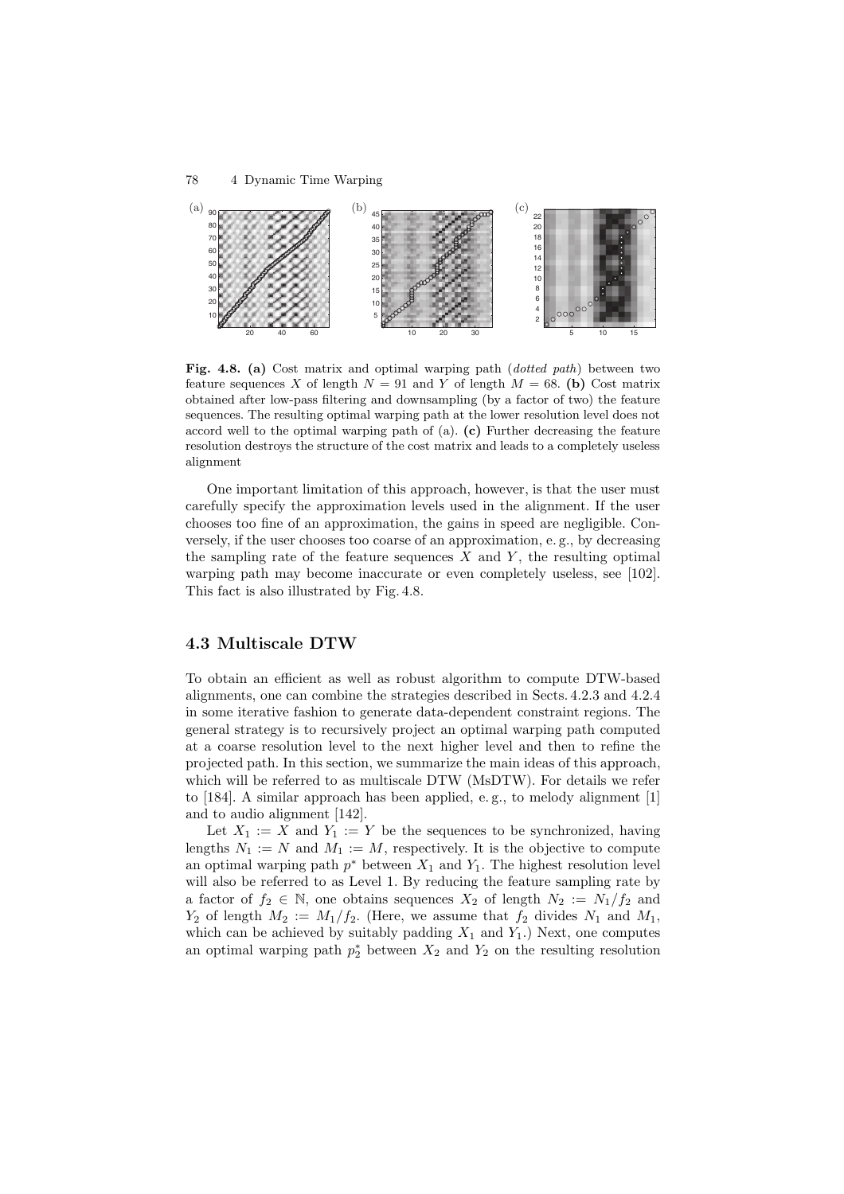**Fig. 4.8. (a)** Cost matrix and optimal warping path (*dotted path*) between two feature sequences $X$ of length $N = 91$ and $Y$ of length $M = 68$. **(b)** Cost matrix obtained after low-pass filtering and downsampling (by a factor of two) the feature sequences. The resulting optimal warping path at the lower resolution level does not accord well to the optimal warping path of (a). **(c)** Further decreasing the feature resolution destroys the structure of the cost matrix and leads to a completely useless alignment

One important limitation of this approach, however, is that the user must carefully specify the approximation levels used in the alignment. If the user chooses too fine of an approximation, the gains in speed are negligible. Conversely, if the user chooses too coarse of an approximation, e. g., by decreasing the sampling rate of the feature sequences $X$ and $Y$, the resulting optimal warping path may become inaccurate or even completely useless, see [102]. This fact is also illustrated by Fig. 4.8.

## 4.3 Multiscale DTW

To obtain an efficient as well as robust algorithm to compute DTW-based alignments, one can combine the strategies described in Sects. 4.2.3 and 4.2.4 in some iterative fashion to generate data-dependent constraint regions. The general strategy is to recursively project an optimal warping path computed at a coarse resolution level to the next higher level and then to refine the projected path. In this section, we summarize the main ideas of this approach, which will be referred to as multiscale DTW (MsDTW). For details we refer to [184]. A similar approach has been applied, e. g., to melody alignment [1] and to audio alignment [142].

Let $X_1 := X$ and $Y_1 := Y$ be the sequences to be synchronized, having lengths $N_1 := N$ and $M_1 := M$, respectively. It is the objective to compute an optimal warping path $p^*$ between $X_1$ and $Y_1$. The highest resolution level will also be referred to as Level 1. By reducing the feature sampling rate by a factor of $f_2 \in \mathbb{N}$, one obtains sequences $X_2$ of length $N_2 := N_1/f_2$ and $Y_2$ of length $M_2 := M_1/f_2$. (Here, we assume that $f_2$ divides $N_1$ and $M_1$, which can be achieved by suitably padding $X_1$ and $Y_1$.) Next, one computes an optimal warping path $p_2^*$ between $X_2$ and $Y_2$ on the resulting resolution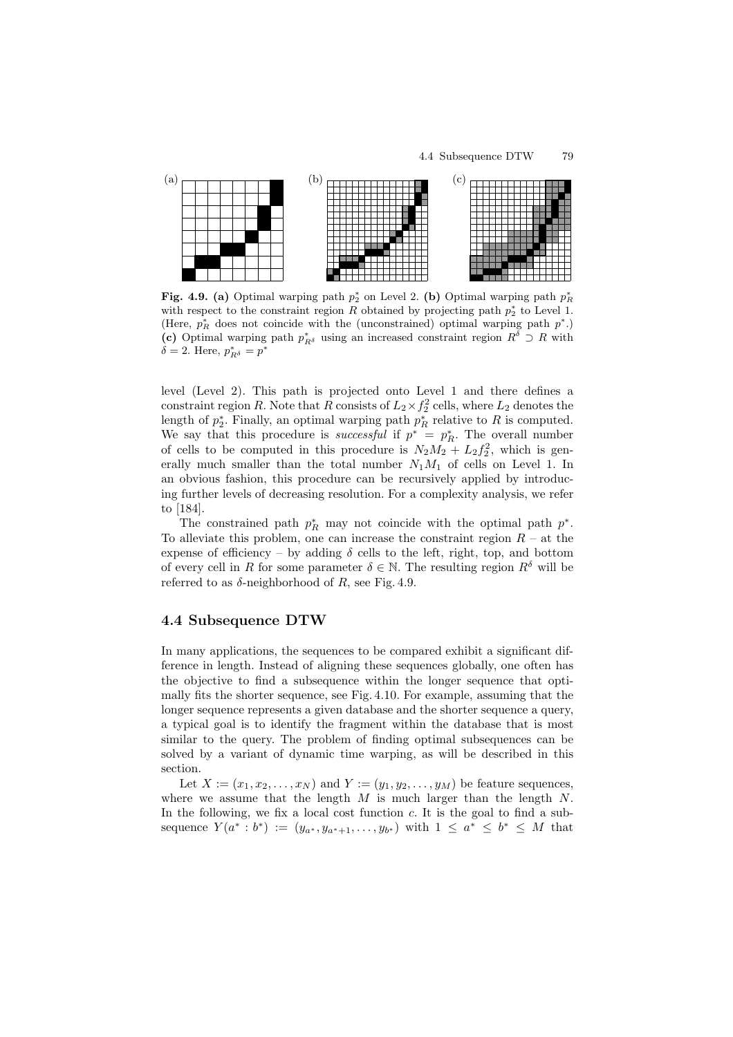**Fig. 4.9. (a)** Optimal warping path $p_2^*$ on Level 2. **(b)** Optimal warping path $p_R^*$ with respect to the constraint region $R$ obtained by projecting path $p_2^*$ to Level 1. (Here, $p_R^*$ does not coincide with the (unconstrained) optimal warping path $p^*$.) **(c)** Optimal warping path $p_{R^\delta}^*$ using an increased constraint region $R^\delta \supset R$ with $\delta = 2$. Here, $p_{R^\delta}^* = p^*$

level (Level 2). This path is projected onto Level 1 and there defines a constraint region $R$. Note that $R$ consists of $L_2 \times f_2^2$ cells, where $L_2$ denotes the length of $p_2^*$. Finally, an optimal warping path $p_R^*$ relative to $R$ is computed. We say that this procedure is *successful* if $p^* = p_R^*$. The overall number of cells to be computed in this procedure is $N_2 M_2 + L_2 f_2^2$, which is generally much smaller than the total number $N_1 M_1$ of cells on Level 1. In an obvious fashion, this procedure can be recursively applied by introducing further levels of decreasing resolution. For a complexity analysis, we refer to [184].

The constrained path $p_R^*$ may not coincide with the optimal path $p^*$. To alleviate this problem, one can increase the constraint region $R$ – at the expense of efficiency – by adding $\delta$ cells to the left, right, top, and bottom of every cell in $R$ for some parameter $\delta \in \mathbb{N}$. The resulting region $R^\delta$ will be referred to as $\delta$-neighborhood of $R$, see Fig. 4.9.

## 4.4 Subsequence DTW

In many applications, the sequences to be compared exhibit a significant difference in length. Instead of aligning these sequences globally, one often has the objective to find a subsequence within the longer sequence that optimally fits the shorter sequence, see Fig. 4.10. For example, assuming that the longer sequence represents a given database and the shorter sequence a query, a typical goal is to identify the fragment within the database that is most similar to the query. The problem of finding optimal subsequences can be solved by a variant of dynamic time warping, as will be described in this section.

Let $X := (x_1, x_2, \ldots, x_N)$ and $Y := (y_1, y_2, \ldots, y_M)$ be feature sequences, where we assume that the length $M$ is much larger than the length $N$. In the following, we fix a local cost function $c$. It is the goal to find a subsequence $Y(a^* : b^*) := (y_{a^*}, y_{a^*+1}, \ldots, y_{b^*})$ with $1 \leq a^* \leq b^* \leq M$ that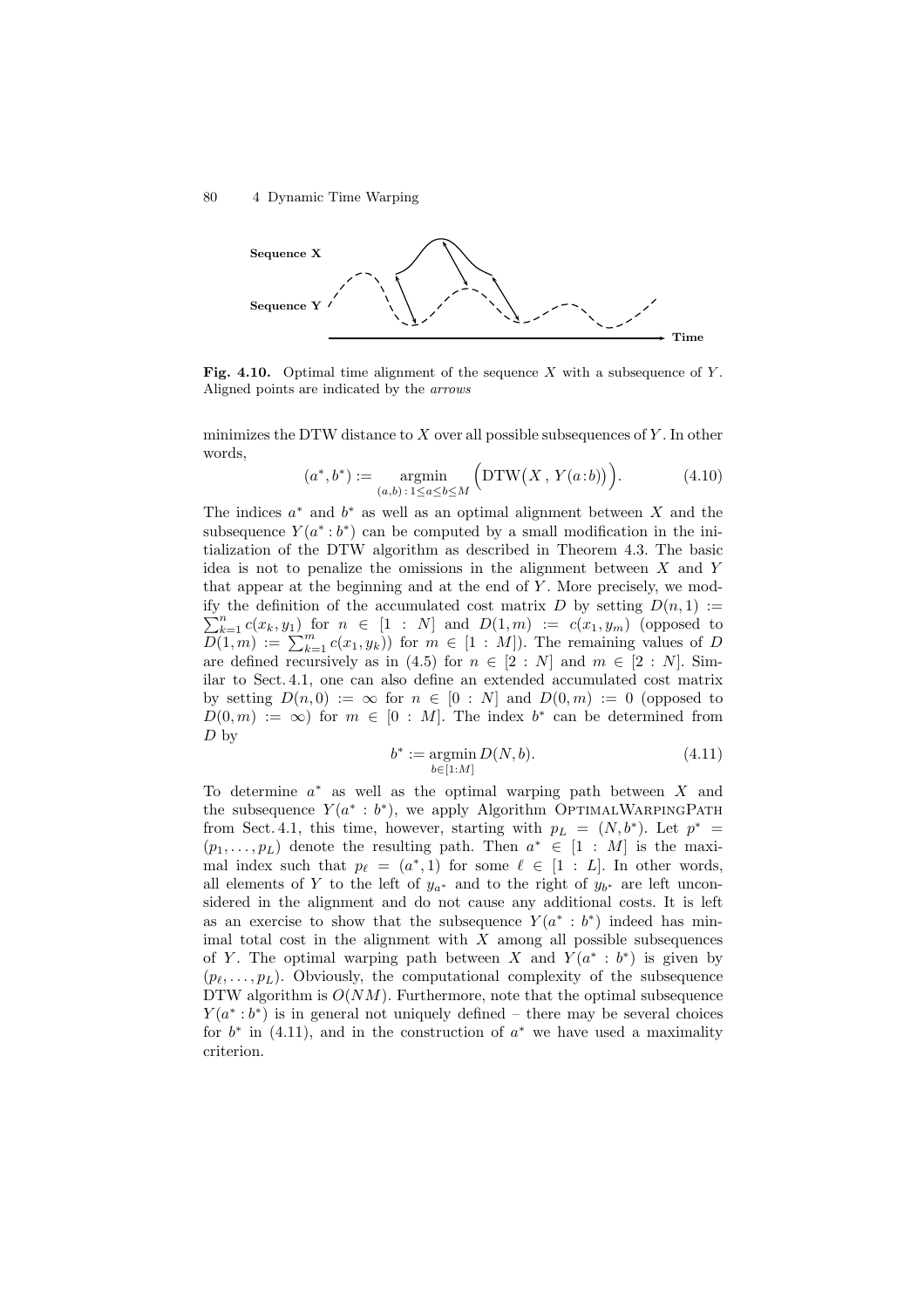**Fig. 4.10.** Optimal time alignment of the sequence $X$ with a subsequence of $Y$. Aligned points are indicated by the *arrows*

minimizes the DTW distance to $X$ over all possible subsequences of $Y$. In other words,

$$(a^*, b^*) := \underset{(a,b)\,:\,1 \leq a \leq b \leq M}{\operatorname{argmin}} \Big( \mathrm{DTW}\big(X\,,\, Y(a\!:\!b)\big) \Big). \tag{4.10}$$

The indices $a^*$ and $b^*$ as well as an optimal alignment between $X$ and the subsequence $Y(a^*\!:\!b^*)$ can be computed by a small modification in the initialization of the DTW algorithm as described in Theorem 4.3. The basic idea is not to penalize the omissions in the alignment between $X$ and $Y$ that appear at the beginning and at the end of $Y$. More precisely, we modify the definition of the accumulated cost matrix $D$ by setting $D(n,1) := \sum_{k=1}^{n} c(x_k, y_1)$ for $n \in [1:N]$ and $D(1,m) := c(x_1, y_m)$ (opposed to $D(1,m) := \sum_{k=1}^{m} c(x_1, y_k)$) for $m \in [1:M]$). The remaining values of $D$ are defined recursively as in (4.5) for $n \in [2:N]$ and $m \in [2:N]$. Similar to Sect. 4.1, one can also define an extended accumulated cost matrix by setting $D(n,0) := \infty$ for $n \in [0:N]$ and $D(0,m) := 0$ (opposed to $D(0,m) := \infty$) for $m \in [0:M]$. The index $b^*$ can be determined from $D$ by

$$b^* := \underset{b \in [1:M]}{\operatorname{argmin}}\, D(N,b). \tag{4.11}$$

To determine $a^*$ as well as the optimal warping path between $X$ and the subsequence $Y(a^*:b^*)$, we apply Algorithm OptimalWarpingPath from Sect. 4.1, this time, however, starting with $p_L = (N, b^*)$. Let $p^* = (p_1, \ldots, p_L)$ denote the resulting path. Then $a^* \in [1:M]$ is the maximal index such that $p_\ell = (a^*, 1)$ for some $\ell \in [1:L]$. In other words, all elements of $Y$ to the left of $y_{a^*}$ and to the right of $y_{b^*}$ are left unconsidered in the alignment and do not cause any additional costs. It is left as an exercise to show that the subsequence $Y(a^*:b^*)$ indeed has minimal total cost in the alignment with $X$ among all possible subsequences of $Y$. The optimal warping path between $X$ and $Y(a^*:b^*)$ is given by $(p_\ell, \ldots, p_L)$. Obviously, the computational complexity of the subsequence DTW algorithm is $O(NM)$. Furthermore, note that the optimal subsequence $Y(a^*\!:\!b^*)$ is in general not uniquely defined – there may be several choices for $b^*$ in (4.11), and in the construction of $a^*$ we have used a maximality criterion.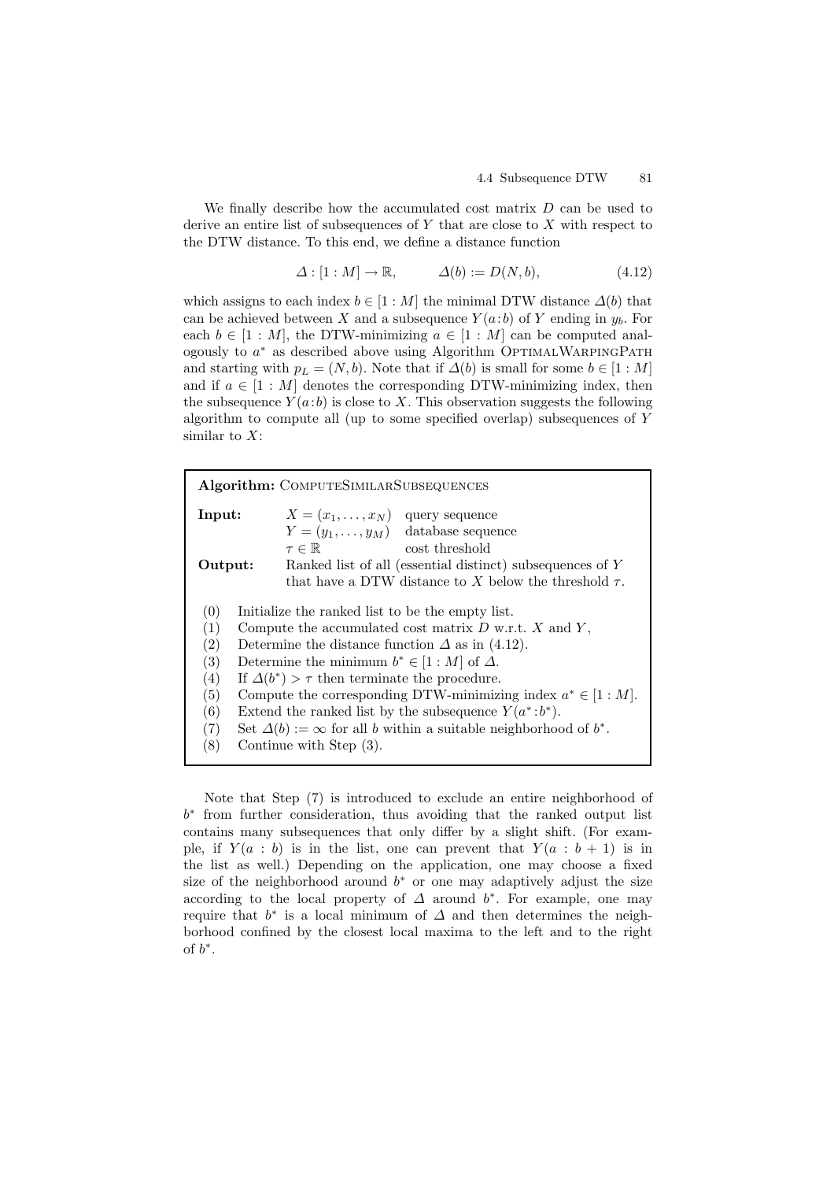We finally describe how the accumulated cost matrix $D$ can be used to derive an entire list of subsequences of $Y$ that are close to $X$ with respect to the DTW distance. To this end, we define a distance function

$$\Delta : [1:M] \to \mathbb{R}, \qquad \Delta(b) := D(N, b), \tag{4.12}$$

which assigns to each index $b \in [1:M]$ the minimal DTW distance $\Delta(b)$ that can be achieved between $X$ and a subsequence $Y(a\!:\!b)$ of $Y$ ending in $y_b$. For each $b \in [1:M]$, the DTW-minimizing $a \in [1:M]$ can be computed analogously to $a^*$ as described above using Algorithm OptimalWarpingPath and starting with $p_L = (N, b)$. Note that if $\Delta(b)$ is small for some $b \in [1:M]$ and if $a \in [1:M]$ denotes the corresponding DTW-minimizing index, then the subsequence $Y(a\!:\!b)$ is close to $X$. This observation suggests the following algorithm to compute all (up to some specified overlap) subsequences of $Y$ similar to $X$:

**Algorithm:** ComputeSimilarSubsequences

**Input:** $X = (x_1, \ldots, x_N)$ query sequence  
$Y = (y_1, \ldots, y_M)$ database sequence  
$\tau \in \mathbb{R}$ cost threshold

**Output:** Ranked list of all (essential distinct) subsequences of $Y$ that have a DTW distance to $X$ below the threshold $\tau$.

(0) Initialize the ranked list to be the empty list.  
(1) Compute the accumulated cost matrix $D$ w.r.t. $X$ and $Y$,  
(2) Determine the distance function $\Delta$ as in (4.12).  
(3) Determine the minimum $b^* \in [1:M]$ of $\Delta$.  
(4) If $\Delta(b^*) > \tau$ then terminate the procedure.  
(5) Compute the corresponding DTW-minimizing index $a^* \in [1:M]$.  
(6) Extend the ranked list by the subsequence $Y(a^*\!:\!b^*)$.  
(7) Set $\Delta(b) := \infty$ for all $b$ within a suitable neighborhood of $b^*$.  
(8) Continue with Step (3).

Note that Step (7) is introduced to exclude an entire neighborhood of $b^*$ from further consideration, thus avoiding that the ranked output list contains many subsequences that only differ by a slight shift. (For example, if $Y(a : b)$ is in the list, one can prevent that $Y(a : b+1)$ is in the list as well.) Depending on the application, one may choose a fixed size of the neighborhood around $b^*$ or one may adaptively adjust the size according to the local property of $\Delta$ around $b^*$. For example, one may require that $b^*$ is a local minimum of $\Delta$ and then determines the neighborhood confined by the closest local maxima to the left and to the right of $b^*$.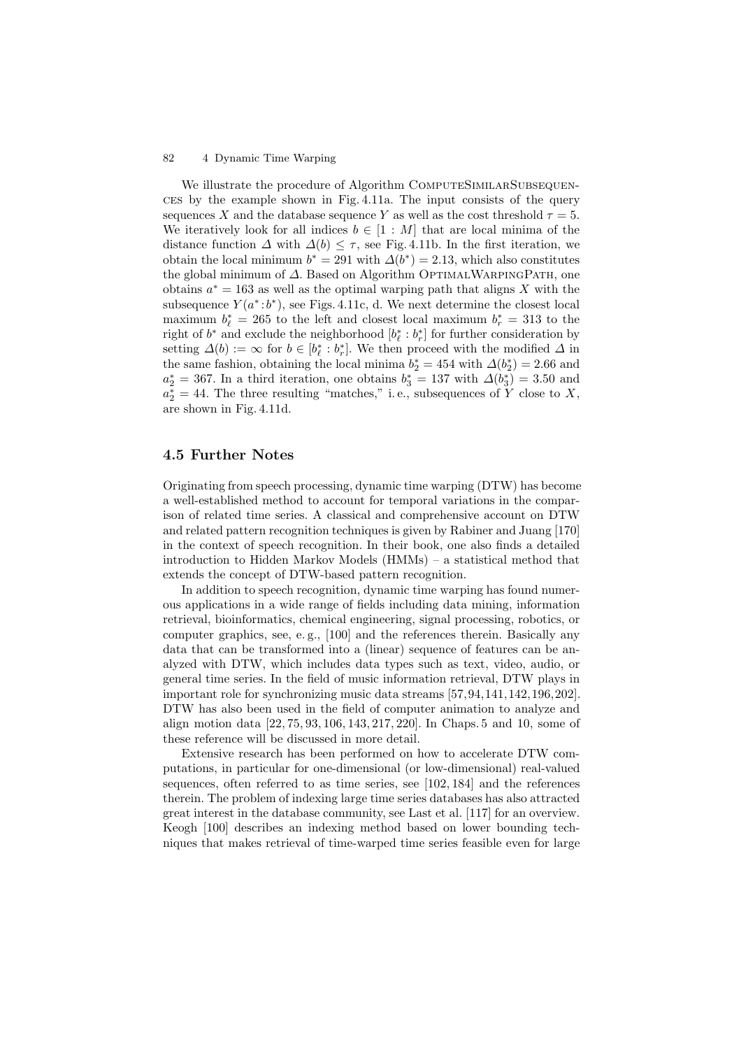We illustrate the procedure of Algorithm ComputeSimilarSubsequences by the example shown in Fig. 4.11a. The input consists of the query sequences $X$ and the database sequence $Y$ as well as the cost threshold $\tau = 5$. We iteratively look for all indices $b \in [1 : M]$ that are local minima of the distance function $\Delta$ with $\Delta(b) \leq \tau$, see Fig. 4.11b. In the first iteration, we obtain the local minimum $b^* = 291$ with $\Delta(b^*) = 2.13$, which also constitutes the global minimum of $\Delta$. Based on Algorithm OptimalWarpingPath, one obtains $a^* = 163$ as well as the optimal warping path that aligns $X$ with the subsequence $Y(a^* : b^*)$, see Figs. 4.11c, d. We next determine the closest local maximum $b^*_\ell = 265$ to the left and closest local maximum $b^*_r = 313$ to the right of $b^*$ and exclude the neighborhood $[b^*_\ell : b^*_r]$ for further consideration by setting $\Delta(b) := \infty$ for $b \in [b^*_\ell : b^*_r]$. We then proceed with the modified $\Delta$ in the same fashion, obtaining the local minima $b^*_2 = 454$ with $\Delta(b^*_2) = 2.66$ and $a^*_2 = 367$. In a third iteration, one obtains $b^*_3 = 137$ with $\Delta(b^*_3) = 3.50$ and $a^*_2 = 44$. The three resulting "matches," i. e., subsequences of $Y$ close to $X$, are shown in Fig. 4.11d.

## 4.5 Further Notes

Originating from speech processing, dynamic time warping (DTW) has become a well-established method to account for temporal variations in the comparison of related time series. A classical and comprehensive account on DTW and related pattern recognition techniques is given by Rabiner and Juang [170] in the context of speech recognition. In their book, one also finds a detailed introduction to Hidden Markov Models (HMMs) – a statistical method that extends the concept of DTW-based pattern recognition.

In addition to speech recognition, dynamic time warping has found numerous applications in a wide range of fields including data mining, information retrieval, bioinformatics, chemical engineering, signal processing, robotics, or computer graphics, see, e. g., [100] and the references therein. Basically any data that can be transformed into a (linear) sequence of features can be analyzed with DTW, which includes data types such as text, video, audio, or general time series. In the field of music information retrieval, DTW plays in important role for synchronizing music data streams [57, 94, 141, 142, 196, 202]. DTW has also been used in the field of computer animation to analyze and align motion data [22, 75, 93, 106, 143, 217, 220]. In Chaps. 5 and 10, some of these reference will be discussed in more detail.

Extensive research has been performed on how to accelerate DTW computations, in particular for one-dimensional (or low-dimensional) real-valued sequences, often referred to as time series, see [102, 184] and the references therein. The problem of indexing large time series databases has also attracted great interest in the database community, see Last et al. [117] for an overview. Keogh [100] describes an indexing method based on lower bounding techniques that makes retrieval of time-warped time series feasible even for large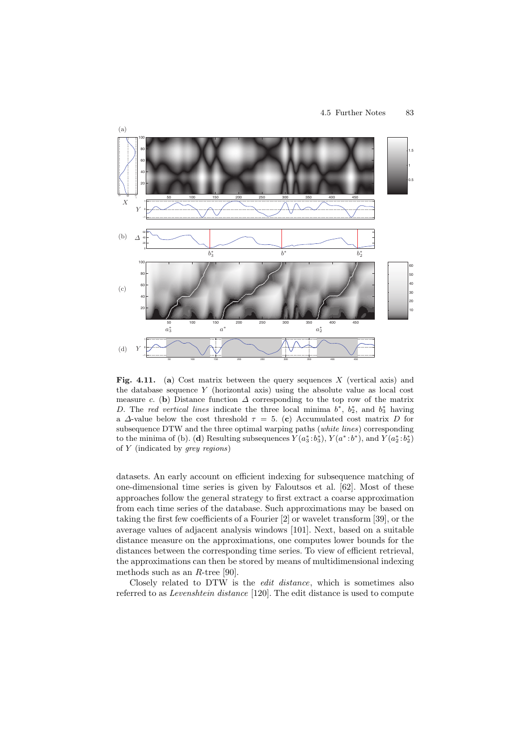**Fig. 4.11.** (**a**) Cost matrix between the query sequences $X$ (vertical axis) and the database sequence $Y$ (horizontal axis) using the absolute value as local cost measure $c$. (**b**) Distance function $\Delta$ corresponding to the top row of the matrix $D$. The *red vertical lines* indicate the three local minima $b^*$, $b_2^*$, and $b_3^*$ having a $\Delta$-value below the cost threshold $\tau = 5$. (**c**) Accumulated cost matrix $D$ for subsequence DTW and the three optimal warping paths (*white lines*) corresponding to the minima of (b). (**d**) Resulting subsequences $Y(a_3^*:b_3^*)$, $Y(a^*:b^*)$, and $Y(a_2^*:b_2^*)$ of $Y$ (indicated by *grey regions*)

datasets. An early account on efficient indexing for subsequence matching of one-dimensional time series is given by Faloutsos et al. [62]. Most of these approaches follow the general strategy to first extract a coarse approximation from each time series of the database. Such approximations may be based on taking the first few coefficients of a Fourier [2] or wavelet transform [39], or the average values of adjacent analysis windows [101]. Next, based on a suitable distance measure on the approximations, one computes lower bounds for the distances between the corresponding time series. To view of efficient retrieval, the approximations can then be stored by means of multidimensional indexing methods such as an $R$-tree [90].

Closely related to DTW is the *edit distance*, which is sometimes also referred to as *Levenshtein distance* [120]. The edit distance is used to compute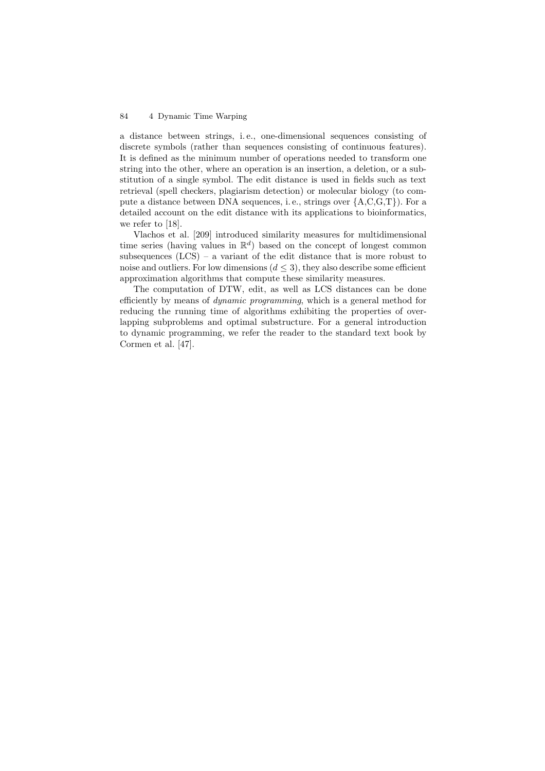a distance between strings, i. e., one-dimensional sequences consisting of discrete symbols (rather than sequences consisting of continuous features). It is defined as the minimum number of operations needed to transform one string into the other, where an operation is an insertion, a deletion, or a substitution of a single symbol. The edit distance is used in fields such as text retrieval (spell checkers, plagiarism detection) or molecular biology (to compute a distance between DNA sequences, i. e., strings over {A,C,G,T}). For a detailed account on the edit distance with its applications to bioinformatics, we refer to [18].

Vlachos et al. [209] introduced similarity measures for multidimensional time series (having values in $\mathbb{R}^d$) based on the concept of longest common subsequences (LCS) – a variant of the edit distance that is more robust to noise and outliers. For low dimensions ($d \leq 3$), they also describe some efficient approximation algorithms that compute these similarity measures.

The computation of DTW, edit, as well as LCS distances can be done efficiently by means of *dynamic programming*, which is a general method for reducing the running time of algorithms exhibiting the properties of overlapping subproblems and optimal substructure. For a general introduction to dynamic programming, we refer the reader to the standard text book by Cormen et al. [47].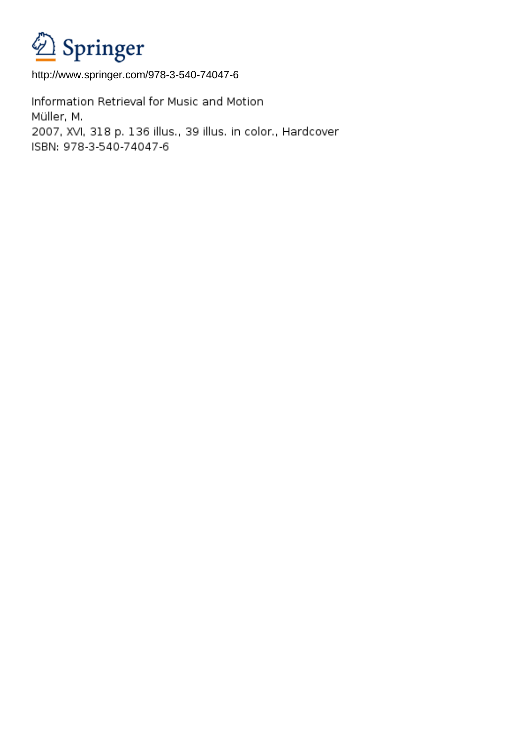Springer

http://www.springer.com/978-3-540-74047-6

Information Retrieval for Music and Motion
Müller, M.
2007, XVI, 318 p. 136 illus., 39 illus. in color., Hardcover
ISBN: 978-3-540-74047-6